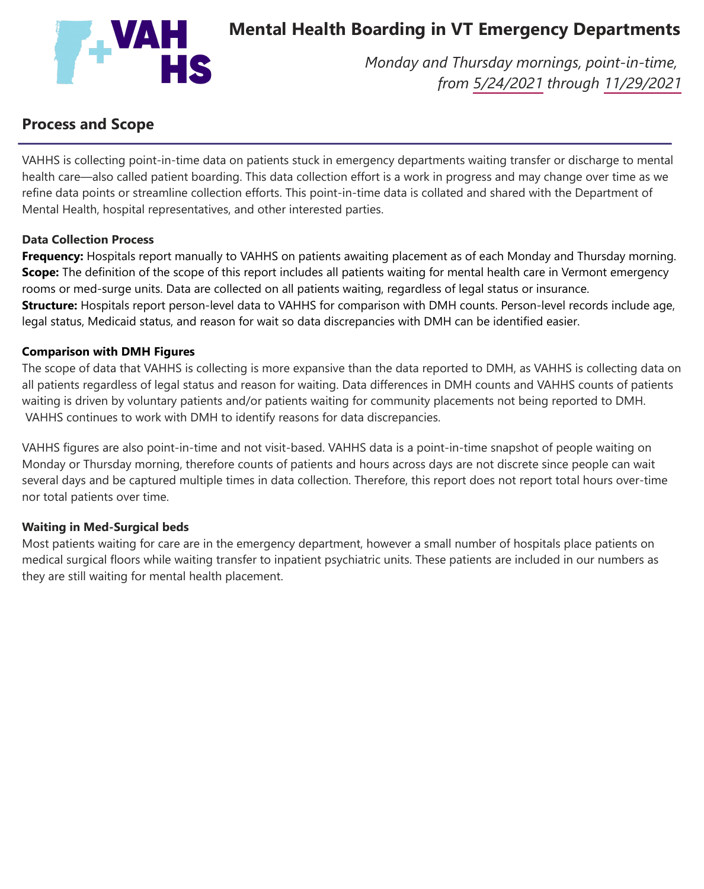# Mental Health Boarding in VT Emergency Departments

*Monday and Thursday mornings, point-in-time, from 5/24/2021 through 11/29/2021*

## Process and Scope

VAHHS is collecting point-in-time data on patients stuck in emergency departments waiting transfer or discharge to mental health care—also called patient boarding. This data collection effort is a work in progress and may change over time as we refine data points or streamline collection efforts. This point-in-time data is collated and shared with the Department of Mental Health, hospital representatives, and other interested parties.

### Data Collection Process

**Frequency:** Hospitals report manually to VAHHS on patients awaiting placement as of each Monday and Thursday morning.
**Scope:** The definition of the scope of this report includes all patients waiting for mental health care in Vermont emergency rooms or med-surge units. Data are collected on all patients waiting, regardless of legal status or insurance.
**Structure:** Hospitals report person-level data to VAHHS for comparison with DMH counts. Person-level records include age, legal status, Medicaid status, and reason for wait so data discrepancies with DMH can be identified easier.

### Comparison with DMH Figures

The scope of data that VAHHS is collecting is more expansive than the data reported to DMH, as VAHHS is collecting data on all patients regardless of legal status and reason for waiting. Data differences in DMH counts and VAHHS counts of patients waiting is driven by voluntary patients and/or patients waiting for community placements not being reported to DMH. VAHHS continues to work with DMH to identify reasons for data discrepancies.

VAHHS figures are also point-in-time and not visit-based. VAHHS data is a point-in-time snapshot of people waiting on Monday or Thursday morning, therefore counts of patients and hours across days are not discrete since people can wait several days and be captured multiple times in data collection. Therefore, this report does not report total hours over-time nor total patients over time.

### Waiting in Med-Surgical beds

Most patients waiting for care are in the emergency department, however a small number of hospitals place patients on medical surgical floors while waiting transfer to inpatient psychiatric units. These patients are included in our numbers as they are still waiting for mental health placement.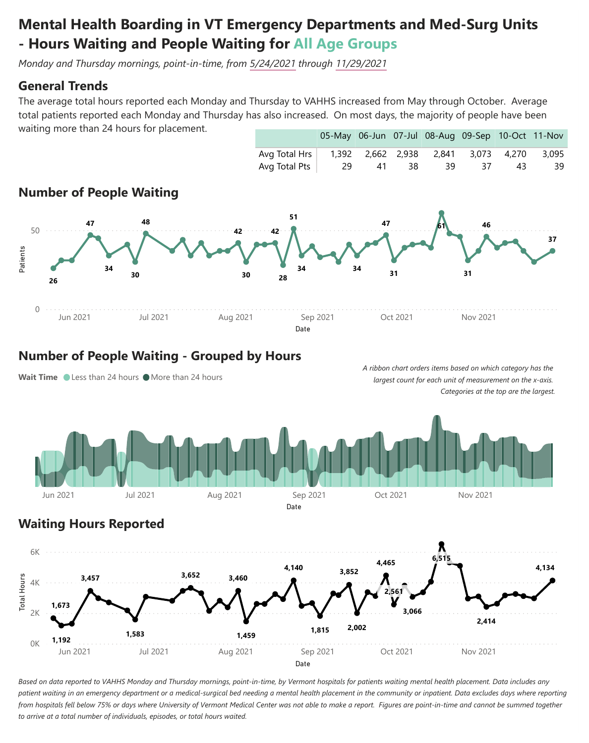# Mental Health Boarding in VT Emergency Departments and Med-Surg Units - Hours Waiting and People Waiting for All Age Groups

*Monday and Thursday mornings, point-in-time, from 5/24/2021 through 11/29/2021*

## General Trends

The average total hours reported each Monday and Thursday to VAHHS increased from May through October. Average total patients reported each Monday and Thursday has also increased. On most days, the majority of people have been waiting more than 24 hours for placement.

| | 05-May | 06-Jun | 07-Jul | 08-Aug | 09-Sep | 10-Oct | 11-Nov |
|---|---|---|---|---|---|---|---|
| Avg Total Hrs | 1,392 | 2,662 | 2,938 | 2,841 | 3,073 | 4,270 | 3,095 |
| Avg Total Pts | 29 | 41 | 38 | 39 | 37 | 43 | 39 |

## Number of People Waiting

## Number of People Waiting - Grouped by Hours

Wait Time: Less than 24 hours, More than 24 hours

*A ribbon chart orders items based on which category has the largest count for each unit of measurement on the x-axis. Categories at the top are the largest.*

## Waiting Hours Reported

*Based on data reported to VAHHS Monday and Thursday mornings, point-in-time, by Vermont hospitals for patients waiting mental health placement. Data includes any patient waiting in an emergency department or a medical-surgical bed needing a mental health placement in the community or inpatient. Data excludes days where reporting from hospitals fell below 75% or days where University of Vermont Medical Center was not able to make a report. Figures are point-in-time and cannot be summed together to arrive at a total number of individuals, episodes, or total hours waited.*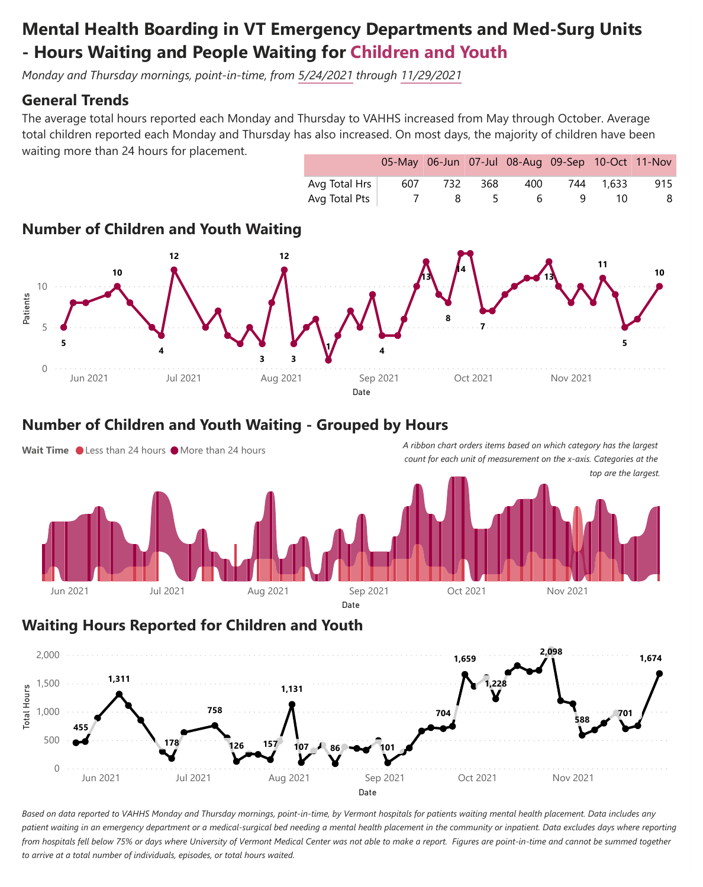# Mental Health Boarding in VT Emergency Departments and Med-Surg Units - Hours Waiting and People Waiting for Children and Youth

*Monday and Thursday mornings, point-in-time, from 5/24/2021 through 11/29/2021*

## General Trends

The average total hours reported each Monday and Thursday to VAHHS increased from May through October. Average total children reported each Monday and Thursday has also increased. On most days, the majority of children have been waiting more than 24 hours for placement.

| | 05-May | 06-Jun | 07-Jul | 08-Aug | 09-Sep | 10-Oct | 11-Nov |
|---|---|---|---|---|---|---|---|
| Avg Total Hrs | 607 | 732 | 368 | 400 | 744 | 1,633 | 915 |
| Avg Total Pts | 7 | 8 | 5 | 6 | 9 | 10 | 8 |

## Number of Children and Youth Waiting

## Number of Children and Youth Waiting - Grouped by Hours

Wait Time: Less than 24 hours / More than 24 hours

*A ribbon chart orders items based on which category has the largest count for each unit of measurement on the x-axis. Categories at the top are the largest.*

## Waiting Hours Reported for Children and Youth

*Based on data reported to VAHHS Monday and Thursday mornings, point-in-time, by Vermont hospitals for patients waiting mental health placement. Data includes any patient waiting in an emergency department or a medical-surgical bed needing a mental health placement in the community or inpatient. Data excludes days where reporting from hospitals fell below 75% or days where University of Vermont Medical Center was not able to make a report. Figures are point-in-time and cannot be summed together to arrive at a total number of individuals, episodes, or total hours waited.*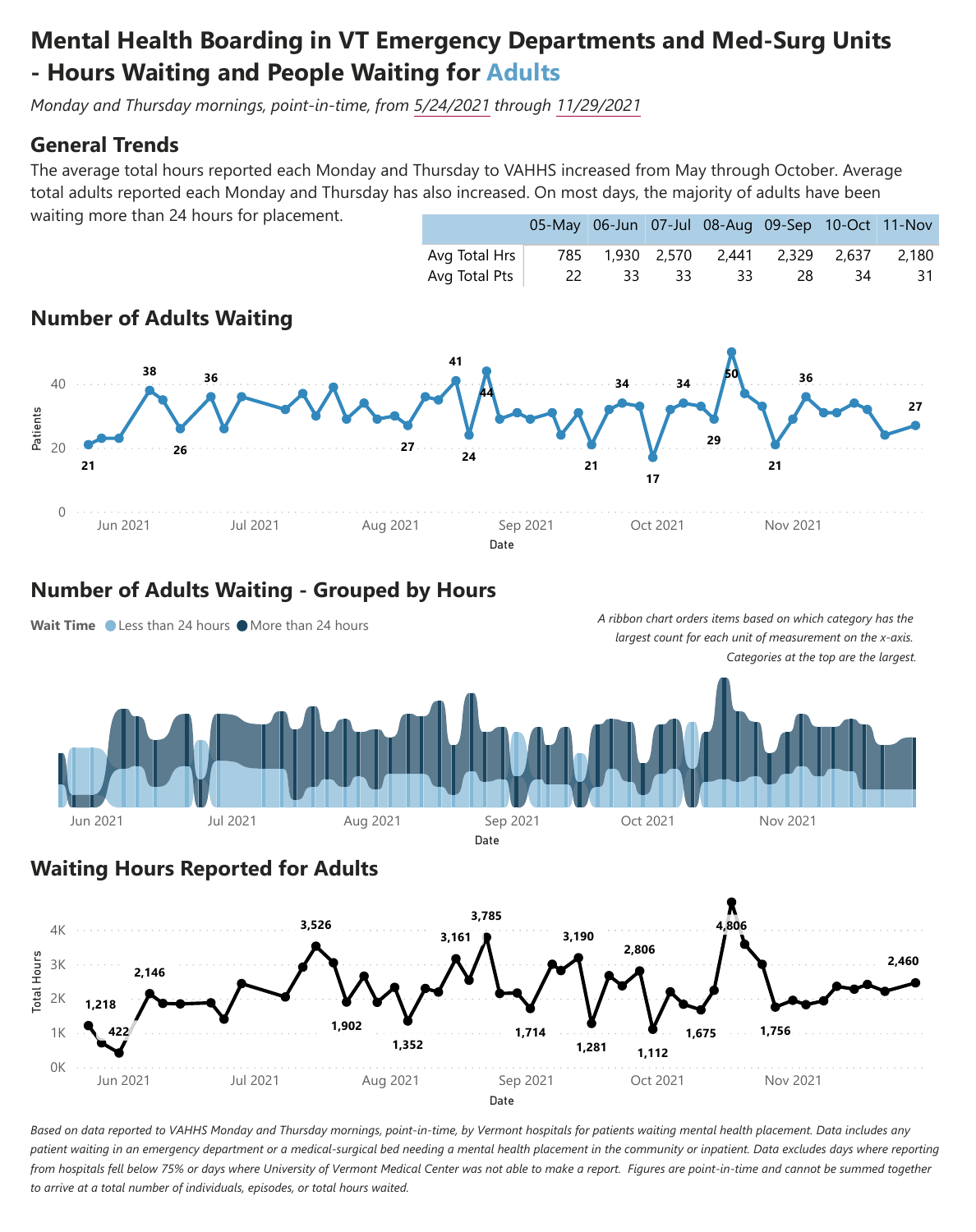# Mental Health Boarding in VT Emergency Departments and Med-Surg Units - Hours Waiting and People Waiting for Adults

*Monday and Thursday mornings, point-in-time, from 5/24/2021 through 11/29/2021*

## General Trends

The average total hours reported each Monday and Thursday to VAHHS increased from May through October. Average total adults reported each Monday and Thursday has also increased. On most days, the majority of adults have been waiting more than 24 hours for placement.

| | 05-May | 06-Jun | 07-Jul | 08-Aug | 09-Sep | 10-Oct | 11-Nov |
|---|---|---|---|---|---|---|---|
| Avg Total Hrs | 785 | 1,930 | 2,570 | 2,441 | 2,329 | 2,637 | 2,180 |
| Avg Total Pts | 22 | 33 | 33 | 33 | 28 | 34 | 31 |

## Number of Adults Waiting

Patients

0
20
40

21
38
26
36
27
41
24
44
21
34
17
34
50
29
36
21
27

Jun 2021
Jul 2021
Aug 2021
Sep 2021
Oct 2021
Nov 2021

Date

## Number of Adults Waiting - Grouped by Hours

**Wait Time** Less than 24 hours More than 24 hours

*A ribbon chart orders items based on which category has the largest count for each unit of measurement on the x-axis. Categories at the top are the largest.*

Jun 2021
Jul 2021
Aug 2021
Sep 2021
Oct 2021
Nov 2021

Date

## Waiting Hours Reported for Adults

Total Hours

0K
1K
2K
3K
4K

1,218
422
2,146
3,526
1,902
1,352
3,161
3,785
1,714
3,190
1,281
2,806
1,112
1,675
4,806
1,756
2,460

Jun 2021
Jul 2021
Aug 2021
Sep 2021
Oct 2021
Nov 2021

Date

*Based on data reported to VAHHS Monday and Thursday mornings, point-in-time, by Vermont hospitals for patients waiting mental health placement. Data includes any patient waiting in an emergency department or a medical-surgical bed needing a mental health placement in the community or inpatient. Data excludes days where reporting from hospitals fell below 75% or days where University of Vermont Medical Center was not able to make a report. Figures are point-in-time and cannot be summed together to arrive at a total number of individuals, episodes, or total hours waited.*